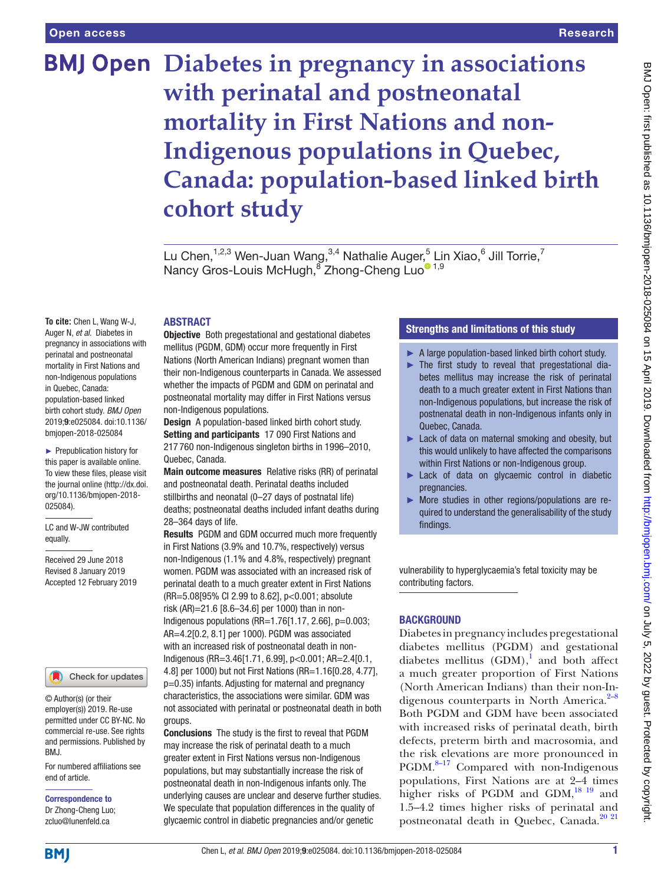# Diabetes in pregnancy in associations with perinatal and postneonatal mortality in First Nations and non-Indigenous populations in Quebec, Canada: population-based linked birth cohort study

Lu Chen,[1,2,3] Wen-Juan Wang,[3,4] Nathalie Auger,[5] Lin Xiao,[6] Jill Torrie,[7] Nancy Gros-Louis McHugh,[8] Zhong-Cheng Luo[1,9]

**To cite:** Chen L, Wang W-J, Auger N, *et al*. Diabetes in pregnancy in associations with perinatal and postneonatal mortality in First Nations and non-Indigenous populations in Quebec, Canada: population-based linked birth cohort study. *BMJ Open* 2019;**9**:e025084. doi:10.1136/bmjopen-2018-025084

► Prepublication history for this paper is available online. To view these files, please visit the journal online (http://dx.doi.org/10.1136/bmjopen-2018-025084).

LC and W-JW contributed equally.

Received 29 June 2018
Revised 8 January 2019
Accepted 12 February 2019

© Author(s) (or their employer(s)) 2019. Re-use permitted under CC BY-NC. No commercial re-use. See rights and permissions. Published by BMJ.

For numbered affiliations see end of article.

**Correspondence to**
Dr Zhong-Cheng Luo; zcluo@lunenfeld.ca

## ABSTRACT

**Objective** Both pregestational and gestational diabetes mellitus (PGDM, GDM) occur more frequently in First Nations (North American Indians) pregnant women than their non-Indigenous counterparts in Canada. We assessed whether the impacts of PGDM and GDM on perinatal and postneonatal mortality may differ in First Nations versus non-Indigenous populations.

**Design** A population-based linked birth cohort study.

**Setting and participants** 17 090 First Nations and 217 760 non-Indigenous singleton births in 1996–2010, Quebec, Canada.

**Main outcome measures** Relative risks (RR) of perinatal and postneonatal death. Perinatal deaths included stillbirths and neonatal (0–27 days of postnatal life) deaths; postneonatal deaths included infant deaths during 28–364 days of life.

**Results** PGDM and GDM occurred much more frequently in First Nations (3.9% and 10.7%, respectively) versus non-Indigenous (1.1% and 4.8%, respectively) pregnant women. PGDM was associated with an increased risk of perinatal death to a much greater extent in First Nations (RR=5.08[95% CI 2.99 to 8.62], p<0.001; absolute risk (AR)=21.6 [8.6–34.6] per 1000) than in non-Indigenous populations (RR=1.76[1.17, 2.66], p=0.003; AR=4.2[0.2, 8.1] per 1000). PGDM was associated with an increased risk of postneonatal death in non-Indigenous (RR=3.46[1.71, 6.99], p<0.001; AR=2.4[0.1, 4.8] per 1000) but not First Nations (RR=1.16[0.28, 4.77], p=0.35) infants. Adjusting for maternal and pregnancy characteristics, the associations were similar. GDM was not associated with perinatal or postneonatal death in both groups.

**Conclusions** The study is the first to reveal that PGDM may increase the risk of perinatal death to a much greater extent in First Nations versus non-Indigenous populations, but may substantially increase the risk of postneonatal death in non-Indigenous infants only. The underlying causes are unclear and deserve further studies. We speculate that population differences in the quality of glycaemic control in diabetic pregnancies and/or genetic vulnerability to hyperglycaemia's fetal toxicity may be contributing factors.

## Strengths and limitations of this study

- ► A large population-based linked birth cohort study.
- ► The first study to reveal that pregestational diabetes mellitus may increase the risk of perinatal death to a much greater extent in First Nations than non-Indigenous populations, but increase the risk of postneonatal death in non-Indigenous infants only in Quebec, Canada.
- ► Lack of data on maternal smoking and obesity, but this would unlikely to have affected the comparisons within First Nations or non-Indigenous group.
- ► Lack of data on glycaemic control in diabetic pregnancies.
- ► More studies in other regions/populations are required to understand the generalisability of the study findings.

## BACKGROUND

Diabetes in pregnancy includes pregestational diabetes mellitus (PGDM) and gestational diabetes mellitus (GDM),[1] and both affect a much greater proportion of First Nations (North American Indians) than their non-Indigenous counterparts in North America.[2–8] Both PGDM and GDM have been associated with increased risks of perinatal death, birth defects, preterm birth and macrosomia, and the risk elevations are more pronounced in PGDM.[8–17] Compared with non-Indigenous populations, First Nations are at 2–4 times higher risks of PGDM and GDM,[18,19] and 1.5–4.2 times higher risks of perinatal and postneonatal death in Quebec, Canada.[20,21]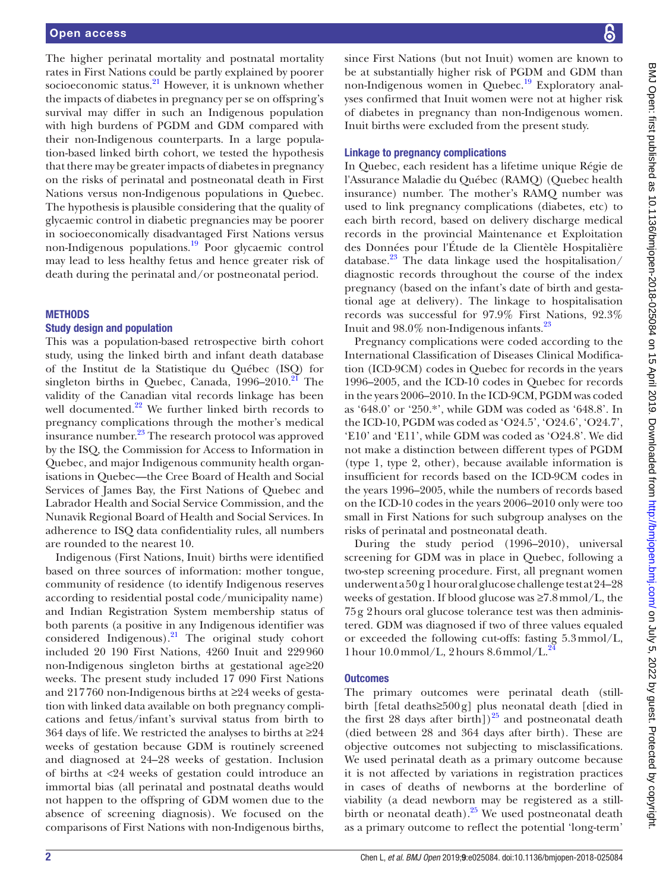The higher perinatal mortality and postnatal mortality rates in First Nations could be partly explained by poorer socioeconomic status.[21] However, it is unknown whether the impacts of diabetes in pregnancy per se on offspring's survival may differ in such an Indigenous population with high burdens of PGDM and GDM compared with their non-Indigenous counterparts. In a large population-based linked birth cohort, we tested the hypothesis that there may be greater impacts of diabetes in pregnancy on the risks of perinatal and postneonatal death in First Nations versus non-Indigenous populations in Quebec. The hypothesis is plausible considering that the quality of glycaemic control in diabetic pregnancies may be poorer in socioeconomically disadvantaged First Nations versus non-Indigenous populations.[19] Poor glycaemic control may lead to less healthy fetus and hence greater risk of death during the perinatal and/or postneonatal period.

## METHODS

### Study design and population

This was a population-based retrospective birth cohort study, using the linked birth and infant death database of the Institut de la Statistique du Québec (ISQ) for singleton births in Quebec, Canada, 1996–2010.[21] The validity of the Canadian vital records linkage has been well documented.[22] We further linked birth records to pregnancy complications through the mother's medical insurance number.[23] The research protocol was approved by the ISQ, the Commission for Access to Information in Quebec, and major Indigenous community health organisations in Quebec—the Cree Board of Health and Social Services of James Bay, the First Nations of Quebec and Labrador Health and Social Service Commission, and the Nunavik Regional Board of Health and Social Services. In adherence to ISQ data confidentiality rules, all numbers are rounded to the nearest 10.

Indigenous (First Nations, Inuit) births were identified based on three sources of information: mother tongue, community of residence (to identify Indigenous reserves according to residential postal code/municipality name) and Indian Registration System membership status of both parents (a positive in any Indigenous identifier was considered Indigenous).[21] The original study cohort included 20 190 First Nations, 4260 Inuit and 229 960 non-Indigenous singleton births at gestational age≥20 weeks. The present study included 17 090 First Nations and 217 760 non-Indigenous births at ≥24 weeks of gestation with linked data available on both pregnancy complications and fetus/infant's survival status from birth to 364 days of life. We restricted the analyses to births at ≥24 weeks of gestation because GDM is routinely screened and diagnosed at 24–28 weeks of gestation. Inclusion of births at <24 weeks of gestation could introduce an immortal bias (all perinatal and postnatal deaths would not happen to the offspring of GDM women due to the absence of screening diagnosis). We focused on the comparisons of First Nations with non-Indigenous births, since First Nations (but not Inuit) women are known to be at substantially higher risk of PGDM and GDM than non-Indigenous women in Quebec.[19] Exploratory analyses confirmed that Inuit women were not at higher risk of diabetes in pregnancy than non-Indigenous women. Inuit births were excluded from the present study.

### Linkage to pregnancy complications

In Quebec, each resident has a lifetime unique Régie de l'Assurance Maladie du Québec (RAMQ) (Quebec health insurance) number. The mother's RAMQ number was used to link pregnancy complications (diabetes, etc) to each birth record, based on delivery discharge medical records in the provincial Maintenance et Exploitation des Données pour l'Étude de la Clientèle Hospitalière database.[23] The data linkage used the hospitalisation/diagnostic records throughout the course of the index pregnancy (based on the infant's date of birth and gestational age at delivery). The linkage to hospitalisation records was successful for 97.9% First Nations, 92.3% Inuit and 98.0% non-Indigenous infants.[23]

Pregnancy complications were coded according to the International Classification of Diseases Clinical Modification (ICD-9CM) codes in Quebec for records in the years 1996–2005, and the ICD-10 codes in Quebec for records in the years 2006–2010. In the ICD-9CM, PGDM was coded as '648.0' or '250.*', while GDM was coded as '648.8'. In the ICD-10, PGDM was coded as 'O24.5', 'O24.6', 'O24.7', 'E10' and 'E11', while GDM was coded as 'O24.8'. We did not make a distinction between different types of PGDM (type 1, type 2, other), because available information is insufficient for records based on the ICD-9CM codes in the years 1996–2005, while the numbers of records based on the ICD-10 codes in the years 2006–2010 only were too small in First Nations for such subgroup analyses on the risks of perinatal and postneonatal death.

During the study period (1996–2010), universal screening for GDM was in place in Quebec, following a two-step screening procedure. First, all pregnant women underwent a 50 g 1 hour oral glucose challenge test at 24–28 weeks of gestation. If blood glucose was ≥7.8 mmol/L, the 75 g 2 hours oral glucose tolerance test was then administered. GDM was diagnosed if two of three values equaled or exceeded the following cut-offs: fasting 5.3 mmol/L, 1 hour 10.0 mmol/L, 2 hours 8.6 mmol/L.[24]

### Outcomes

The primary outcomes were perinatal death (stillbirth [fetal deaths≥500 g] plus neonatal death [died in the first 28 days after birth])[25] and postneonatal death (died between 28 and 364 days after birth). These are objective outcomes not subjecting to misclassifications. We used perinatal death as a primary outcome because it is not affected by variations in registration practices in cases of deaths of newborns at the borderline of viability (a dead newborn may be registered as a stillbirth or neonatal death).[25] We used postneonatal death as a primary outcome to reflect the potential 'long-term'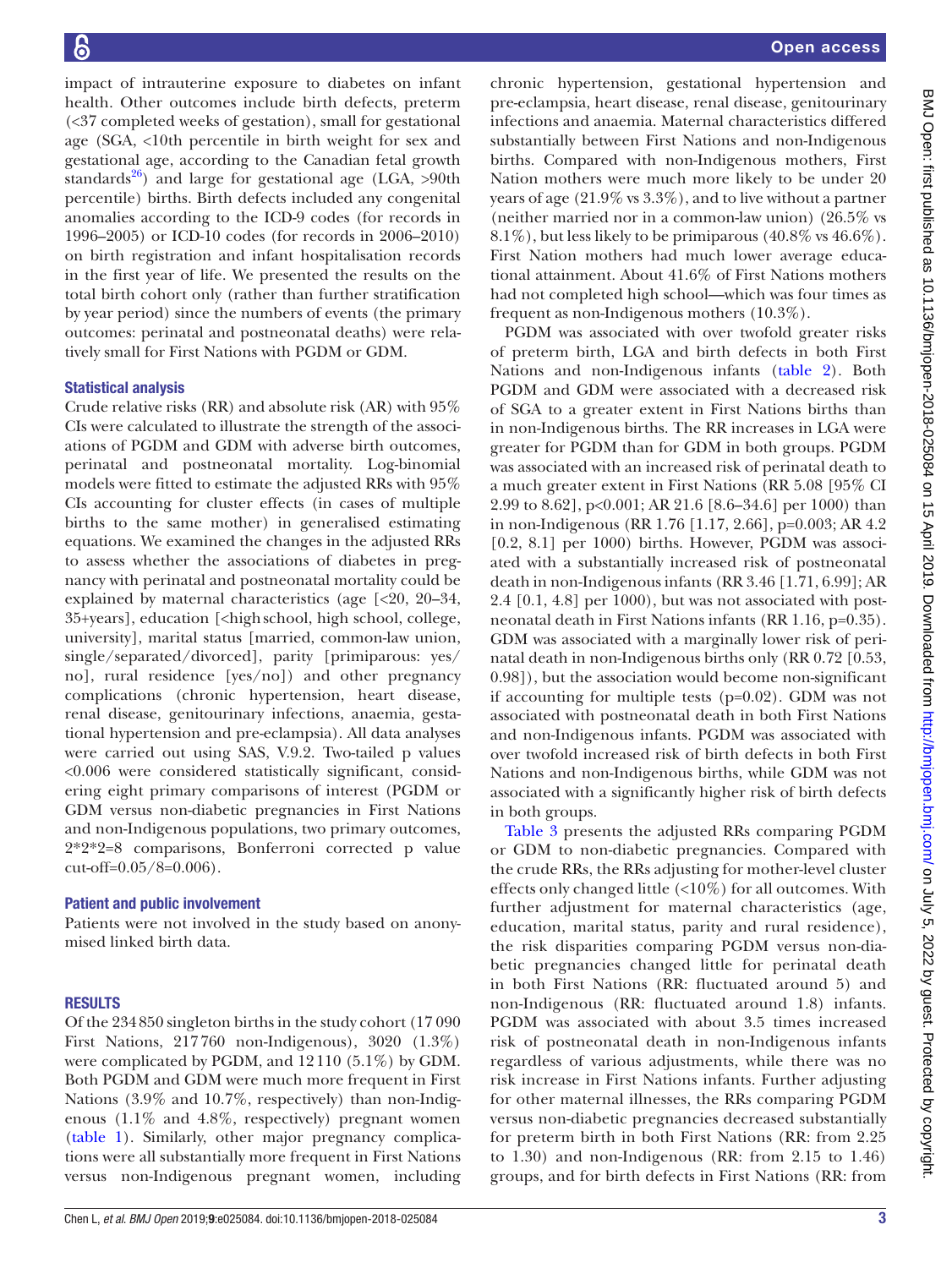impact of intrauterine exposure to diabetes on infant health. Other outcomes include birth defects, preterm (<37 completed weeks of gestation), small for gestational age (SGA, <10th percentile in birth weight for sex and gestational age, according to the Canadian fetal growth standards[26]) and large for gestational age (LGA, >90th percentile) births. Birth defects included any congenital anomalies according to the ICD-9 codes (for records in 1996–2005) or ICD-10 codes (for records in 2006–2010) on birth registration and infant hospitalisation records in the first year of life. We presented the results on the total birth cohort only (rather than further stratification by year period) since the numbers of events (the primary outcomes: perinatal and postneonatal deaths) were relatively small for First Nations with PGDM or GDM.

### Statistical analysis

Crude relative risks (RR) and absolute risk (AR) with 95% CIs were calculated to illustrate the strength of the associations of PGDM and GDM with adverse birth outcomes, perinatal and postneonatal mortality. Log-binomial models were fitted to estimate the adjusted RRs with 95% CIs accounting for cluster effects (in cases of multiple births to the same mother) in generalised estimating equations. We examined the changes in the adjusted RRs to assess whether the associations of diabetes in pregnancy with perinatal and postneonatal mortality could be explained by maternal characteristics (age [<20, 20–34, 35+years], education [<high school, high school, college, university], marital status [married, common-law union, single/separated/divorced], parity [primiparous: yes/no], rural residence [yes/no]) and other pregnancy complications (chronic hypertension, heart disease, renal disease, genitourinary infections, anaemia, gestational hypertension and pre-eclampsia). All data analyses were carried out using SAS, V.9.2. Two-tailed p values <0.006 were considered statistically significant, considering eight primary comparisons of interest (PGDM or GDM versus non-diabetic pregnancies in First Nations and non-Indigenous populations, two primary outcomes, 2*2*2=8 comparisons, Bonferroni corrected p value cut-off=0.05/8=0.006).

### Patient and public involvement

Patients were not involved in the study based on anonymised linked birth data.

## RESULTS

Of the 234 850 singleton births in the study cohort (17 090 First Nations, 217 760 non-Indigenous), 3020 (1.3%) were complicated by PGDM, and 12 110 (5.1%) by GDM. Both PGDM and GDM were much more frequent in First Nations (3.9% and 10.7%, respectively) than non-Indigenous (1.1% and 4.8%, respectively) pregnant women (table 1). Similarly, other major pregnancy complications were all substantially more frequent in First Nations versus non-Indigenous pregnant women, including chronic hypertension, gestational hypertension and pre-eclampsia, heart disease, renal disease, genitourinary infections and anaemia. Maternal characteristics differed substantially between First Nations and non-Indigenous births. Compared with non-Indigenous mothers, First Nation mothers were much more likely to be under 20 years of age (21.9% vs 3.3%), and to live without a partner (neither married nor in a common-law union) (26.5% vs 8.1%), but less likely to be primiparous (40.8% vs 46.6%). First Nation mothers had much lower average educational attainment. About 41.6% of First Nations mothers had not completed high school—which was four times as frequent as non-Indigenous mothers (10.3%).

PGDM was associated with over twofold greater risks of preterm birth, LGA and birth defects in both First Nations and non-Indigenous infants (table 2). Both PGDM and GDM were associated with a decreased risk of SGA to a greater extent in First Nations births than in non-Indigenous births. The RR increases in LGA were greater for PGDM than for GDM in both groups. PGDM was associated with an increased risk of perinatal death to a much greater extent in First Nations (RR 5.08 [95% CI 2.99 to 8.62], p<0.001; AR 21.6 [8.6–34.6] per 1000) than in non-Indigenous (RR 1.76 [1.17, 2.66], p=0.003; AR 4.2 [0.2, 8.1] per 1000) births. However, PGDM was associated with a substantially increased risk of postneonatal death in non-Indigenous infants (RR 3.46 [1.71, 6.99]; AR 2.4 [0.1, 4.8] per 1000), but was not associated with postneonatal death in First Nations infants (RR 1.16, p=0.35). GDM was associated with a marginally lower risk of perinatal death in non-Indigenous births only (RR 0.72 [0.53, 0.98]), but the association would become non-significant if accounting for multiple tests (p=0.02). GDM was not associated with postneonatal death in both First Nations and non-Indigenous infants. PGDM was associated with over twofold increased risk of birth defects in both First Nations and non-Indigenous births, while GDM was not associated with a significantly higher risk of birth defects in both groups.

Table 3 presents the adjusted RRs comparing PGDM or GDM to non-diabetic pregnancies. Compared with the crude RRs, the RRs adjusting for mother-level cluster effects only changed little (<10%) for all outcomes. With further adjustment for maternal characteristics (age, education, marital status, parity and rural residence), the risk disparities comparing PGDM versus non-diabetic pregnancies changed little for perinatal death in both First Nations (RR: fluctuated around 5) and non-Indigenous (RR: fluctuated around 1.8) infants. PGDM was associated with about 3.5 times increased risk of postneonatal death in non-Indigenous infants regardless of various adjustments, while there was no risk increase in First Nations infants. Further adjusting for other maternal illnesses, the RRs comparing PGDM versus non-diabetic pregnancies decreased substantially for preterm birth in both First Nations (RR: from 2.25 to 1.30) and non-Indigenous (RR: from 2.15 to 1.46) groups, and for birth defects in First Nations (RR: from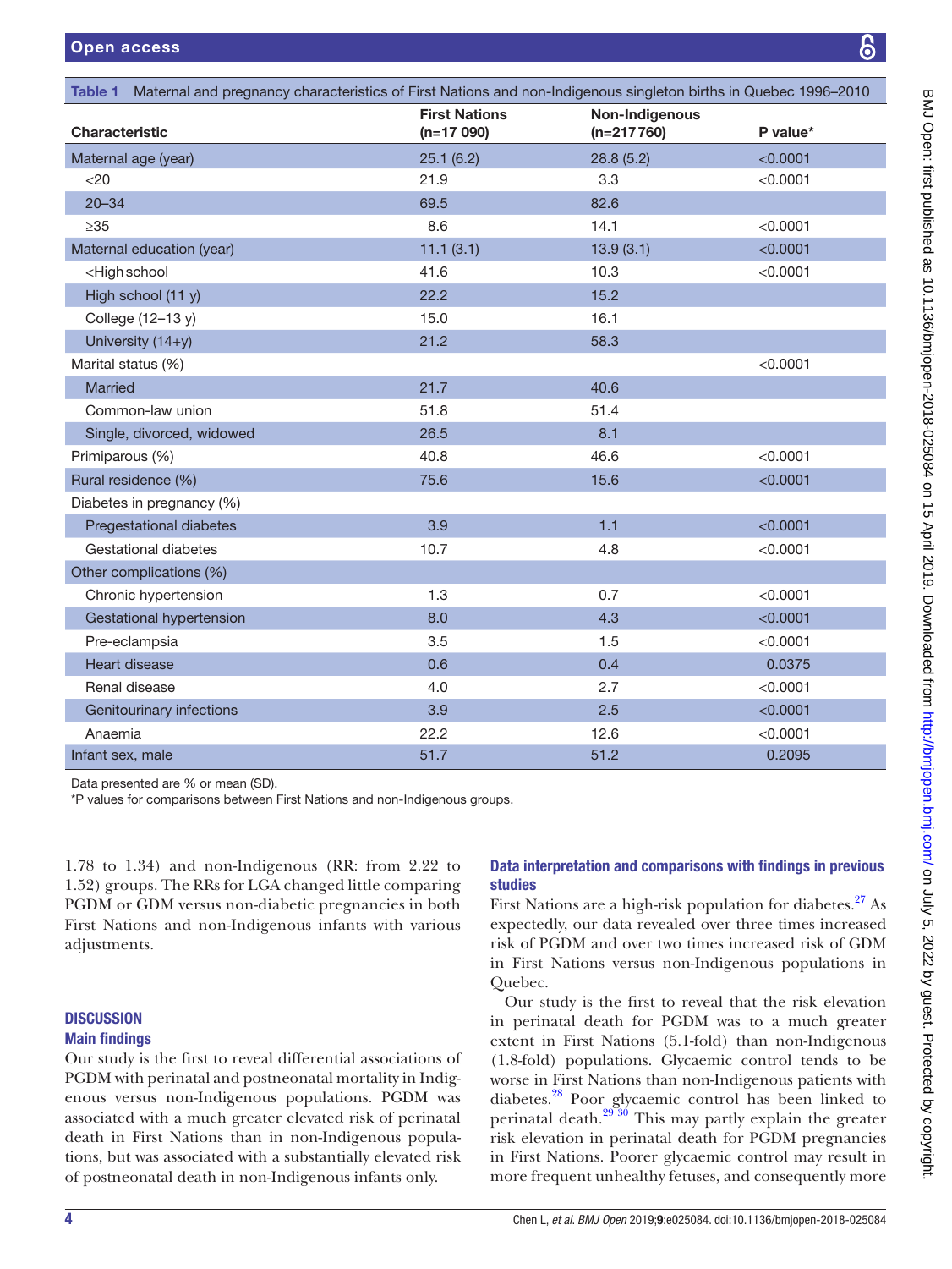**Table 1** Maternal and pregnancy characteristics of First Nations and non-Indigenous singleton births in Quebec 1996–2010

| Characteristic | First Nations (n=17 090) | Non-Indigenous (n=217 760) | P value* |
|---|---|---|---|
| Maternal age (year) | 25.1 (6.2) | 28.8 (5.2) | <0.0001 |
| <20 | 21.9 | 3.3 | <0.0001 |
| 20–34 | 69.5 | 82.6 | |
| ≥35 | 8.6 | 14.1 | <0.0001 |
| Maternal education (year) | 11.1 (3.1) | 13.9 (3.1) | <0.0001 |
| <High school | 41.6 | 10.3 | <0.0001 |
| High school (11 y) | 22.2 | 15.2 | |
| College (12–13 y) | 15.0 | 16.1 | |
| University (14+y) | 21.2 | 58.3 | |
| Marital status (%) | | | <0.0001 |
| Married | 21.7 | 40.6 | |
| Common-law union | 51.8 | 51.4 | |
| Single, divorced, widowed | 26.5 | 8.1 | |
| Primiparous (%) | 40.8 | 46.6 | <0.0001 |
| Rural residence (%) | 75.6 | 15.6 | <0.0001 |
| Diabetes in pregnancy (%) | | | |
| Pregestational diabetes | 3.9 | 1.1 | <0.0001 |
| Gestational diabetes | 10.7 | 4.8 | <0.0001 |
| Other complications (%) | | | |
| Chronic hypertension | 1.3 | 0.7 | <0.0001 |
| Gestational hypertension | 8.0 | 4.3 | <0.0001 |
| Pre-eclampsia | 3.5 | 1.5 | <0.0001 |
| Heart disease | 0.6 | 0.4 | 0.0375 |
| Renal disease | 4.0 | 2.7 | <0.0001 |
| Genitourinary infections | 3.9 | 2.5 | <0.0001 |
| Anaemia | 22.2 | 12.6 | <0.0001 |
| Infant sex, male | 51.7 | 51.2 | 0.2095 |

Data presented are % or mean (SD).

*P values for comparisons between First Nations and non-Indigenous groups.

1.78 to 1.34) and non-Indigenous (RR: from 2.22 to 1.52) groups. The RRs for LGA changed little comparing PGDM or GDM versus non-diabetic pregnancies in both First Nations and non-Indigenous infants with various adjustments.

## DISCUSSION

### Main findings

Our study is the first to reveal differential associations of PGDM with perinatal and postneonatal mortality in Indigenous versus non-Indigenous populations. PGDM was associated with a much greater elevated risk of perinatal death in First Nations than in non-Indigenous populations, but was associated with a substantially elevated risk of postneonatal death in non-Indigenous infants only.

### Data interpretation and comparisons with findings in previous studies

First Nations are a high-risk population for diabetes.[27] As expectedly, our data revealed over three times increased risk of PGDM and over two times increased risk of GDM in First Nations versus non-Indigenous populations in Quebec.

Our study is the first to reveal that the risk elevation in perinatal death for PGDM was to a much greater extent in First Nations (5.1-fold) than non-Indigenous (1.8-fold) populations. Glycaemic control tends to be worse in First Nations than non-Indigenous patients with diabetes.[28] Poor glycaemic control has been linked to perinatal death.[29 30] This may partly explain the greater risk elevation in perinatal death for PGDM pregnancies in First Nations. Poorer glycaemic control may result in more frequent unhealthy fetuses, and consequently more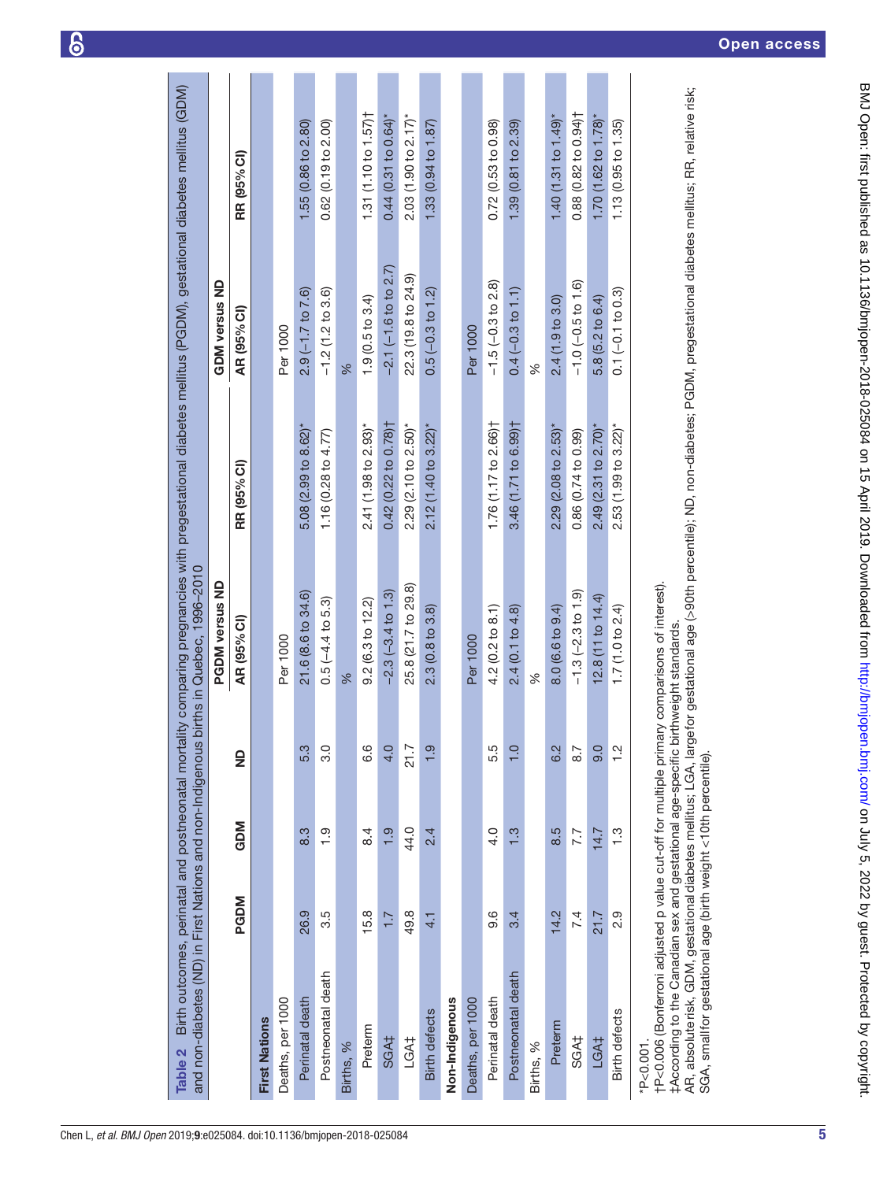**Table 2** Birth outcomes, perinatal and postneonatal mortality comparing pregnancies with pregestational diabetes mellitus (PGDM), gestational diabetes mellitus (GDM) and non-diabetes (ND) in First Nations and non-Indigenous births in Quebec, 1996–2010

| | PGDM | GDM | ND | PGDM versus ND | | GDM versus ND | |
|---|---|---|---|---|---|---|---|
| | | | | AR (95% CI) | RR (95% CI) | AR (95% CI) | RR (95% CI) |
| **First Nations** | | | | | | | |
| Deaths, per 1000 | | | | Per 1000 | | Per 1000 | |
| Perinatal death | 26.9 | 8.3 | 5.3 | 21.6 (8.6 to 34.6) | 5.08 (2.99 to 8.62)* | 2.9 (−1.7 to 7.6) | 1.55 (0.86 to 2.80) |
| Postneonatal death | 3.5 | 1.9 | 3.0 | 0.5 (−4.4 to 5.3) | 1.16 (0.28 to 4.77) | −1.2 (1.2 to 3.6) | 0.62 (0.19 to 2.00) |
| Births, % | | | | % | | % | |
| Preterm | 15.8 | 8.4 | 6.6 | 9.2 (6.3 to 12.2) | 2.41 (1.98 to 2.93)* | 1.9 (0.5 to 3.4) | 1.31 (1.10 to 1.57)† |
| SGA‡ | 1.7 | 1.9 | 4.0 | −2.3 (−3.4 to 1.3) | 0.42 (0.22 to 0.78)† | −2.1 (−1.6 to 2.7) | 0.44 (0.31 to 0.64)* |
| LGA‡ | 49.8 | 44.0 | 21.7 | 25.8 (21.7 to 29.8) | 2.29 (2.10 to 2.50)* | 22.3 (19.8 to 24.9) | 2.03 (1.90 to 2.17)* |
| Birth defects | 4.1 | 2.4 | 1.9 | 2.3 (0.8 to 3.8) | 2.12 (1.40 to 3.22)* | 0.5 (−0.3 to 1.2) | 1.33 (0.94 to 1.87) |
| **Non-Indigenous** | | | | | | | |
| Deaths, per 1000 | | | | Per 1000 | | Per 1000 | |
| Perinatal death | 9.6 | 4.0 | 5.5 | 4.2 (0.2 to 8.1) | 1.76 (1.17 to 2.66)† | −1.5 (−0.3 to 2.8) | 0.72 (0.53 to 0.98) |
| Postneonatal death | 3.4 | 1.3 | 1.0 | 2.4 (0.1 to 4.8) | 3.46 (1.71 to 6.99)† | 0.4 (−0.3 to 1.1) | 1.39 (0.81 to 2.39) |
| Births, % | | | | % | | % | |
| Preterm | 14.2 | 8.5 | 6.2 | 8.0 (6.6 to 9.4) | 2.29 (2.08 to 2.53)* | 2.4 (1.9 to 3.0) | 1.40 (1.31 to 1.49)* |
| SGA‡ | 7.4 | 7.7 | 8.7 | −1.3 (−2.3 to 1.9) | 0.86 (0.74 to 0.99) | −1.0 (−0.5 to 1.6) | 0.88 (0.82 to 0.94)† |
| LGA‡ | 21.7 | 14.7 | 9.0 | 12.8 (11 to 14.4) | 2.49 (2.31 to 2.70)* | 5.8 (5.2 to 6.4) | 1.70 (1.62 to 1.78)* |
| Birth defects | 2.9 | 1.3 | 1.2 | 1.7 (1.0 to 2.4) | 2.53 (1.99 to 3.22)* | 0.1 (−0.1 to 0.3) | 1.13 (0.95 to 1.35) |

*P<0.001.
†P<0.006 (Bonferroni adjusted p value cut-off for multiple primary comparisons of interest).
‡According to the Canadian sex and gestational age-specific birthweight standards.
AR, absolute risk; GDM, gestational diabetes mellitus; LGA, large for gestational age (>90th percentile); ND, non-diabetes; PGDM, pregestational diabetes mellitus; RR, relative risk; SGA, small for gestational age (birth weight <10th percentile).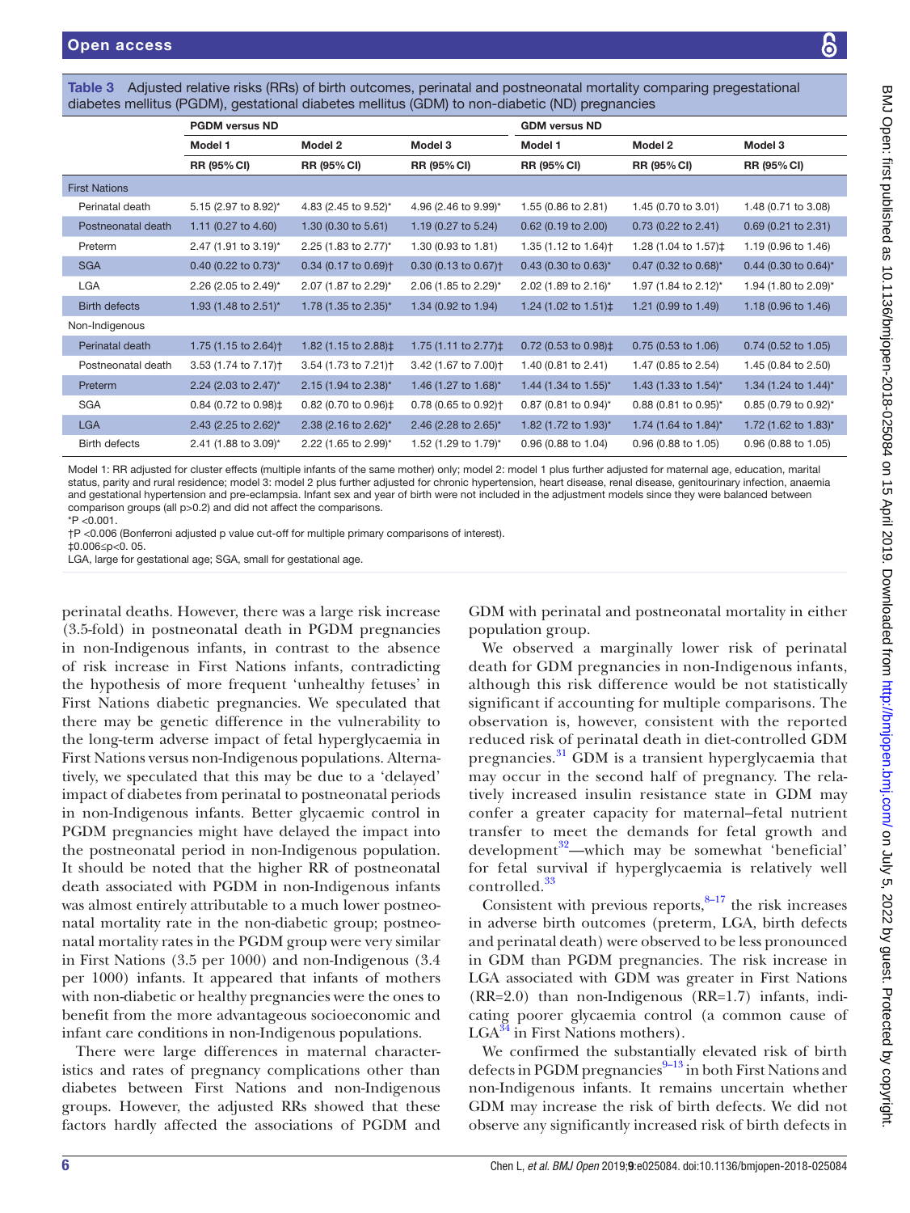**Table 3** Adjusted relative risks (RRs) of birth outcomes, perinatal and postneonatal mortality comparing pregestational diabetes mellitus (PGDM), gestational diabetes mellitus (GDM) to non-diabetic (ND) pregnancies

| | PGDM versus ND | | | GDM versus ND | | |
|---|---|---|---|---|---|---|
| | Model 1 | Model 2 | Model 3 | Model 1 | Model 2 | Model 3 |
| | RR (95% CI) | RR (95% CI) | RR (95% CI) | RR (95% CI) | RR (95% CI) | RR (95% CI) |
| First Nations | | | | | | |
| Perinatal death | 5.15 (2.97 to 8.92)* | 4.83 (2.45 to 9.52)* | 4.96 (2.46 to 9.99)* | 1.55 (0.86 to 2.81) | 1.45 (0.70 to 3.01) | 1.48 (0.71 to 3.08) |
| Postneonatal death | 1.11 (0.27 to 4.60) | 1.30 (0.30 to 5.61) | 1.19 (0.27 to 5.24) | 0.62 (0.19 to 2.00) | 0.73 (0.22 to 2.41) | 0.69 (0.21 to 2.31) |
| Preterm | 2.47 (1.91 to 3.19)* | 2.25 (1.83 to 2.77)* | 1.30 (0.93 to 1.81) | 1.35 (1.12 to 1.64)† | 1.28 (1.04 to 1.57)‡ | 1.19 (0.96 to 1.46) |
| SGA | 0.40 (0.22 to 0.73)* | 0.34 (0.17 to 0.69)† | 0.30 (0.13 to 0.67)† | 0.43 (0.30 to 0.63)* | 0.47 (0.32 to 0.68)* | 0.44 (0.30 to 0.64)* |
| LGA | 2.26 (2.05 to 2.49)* | 2.07 (1.87 to 2.29)* | 2.06 (1.85 to 2.29)* | 2.02 (1.89 to 2.16)* | 1.97 (1.84 to 2.12)* | 1.94 (1.80 to 2.09)* |
| Birth defects | 1.93 (1.48 to 2.51)* | 1.78 (1.35 to 2.35)* | 1.34 (0.92 to 1.94) | 1.24 (1.02 to 1.51)‡ | 1.21 (0.99 to 1.49) | 1.18 (0.96 to 1.46) |
| Non-Indigenous | | | | | | |
| Perinatal death | 1.75 (1.15 to 2.64)† | 1.82 (1.15 to 2.88)‡ | 1.75 (1.11 to 2.77)‡ | 0.72 (0.53 to 0.98)‡ | 0.75 (0.53 to 1.06) | 0.74 (0.52 to 1.05) |
| Postneonatal death | 3.53 (1.74 to 7.17)† | 3.54 (1.73 to 7.21)† | 3.42 (1.67 to 7.00)† | 1.40 (0.81 to 2.41) | 1.47 (0.85 to 2.54) | 1.45 (0.84 to 2.50) |
| Preterm | 2.24 (2.03 to 2.47)* | 2.15 (1.94 to 2.38)* | 1.46 (1.27 to 1.68)* | 1.44 (1.34 to 1.55)* | 1.43 (1.33 to 1.54)* | 1.34 (1.24 to 1.44)* |
| SGA | 0.84 (0.72 to 0.98)‡ | 0.82 (0.70 to 0.96)‡ | 0.78 (0.65 to 0.92)† | 0.87 (0.81 to 0.94)* | 0.88 (0.81 to 0.95)* | 0.85 (0.79 to 0.92)* |
| LGA | 2.43 (2.25 to 2.62)* | 2.38 (2.16 to 2.62)* | 2.46 (2.28 to 2.65)* | 1.82 (1.72 to 1.93)* | 1.74 (1.64 to 1.84)* | 1.72 (1.62 to 1.83)* |
| Birth defects | 2.41 (1.88 to 3.09)* | 2.22 (1.65 to 2.99)* | 1.52 (1.29 to 1.79)* | 0.96 (0.88 to 1.04) | 0.96 (0.88 to 1.05) | 0.96 (0.88 to 1.05) |

Model 1: RR adjusted for cluster effects (multiple infants of the same mother) only; model 2: model 1 plus further adjusted for maternal age, education, marital status, parity and rural residence; model 3: model 2 plus further adjusted for chronic hypertension, heart disease, renal disease, genitourinary infection, anaemia and gestational hypertension and pre-eclampsia. Infant sex and year of birth were not included in the adjustment models since they were balanced between comparison groups (all p>0.2) and did not affect the comparisons.
*P <0.001.
†P <0.006 (Bonferroni adjusted p value cut-off for multiple primary comparisons of interest).
‡0.006≤p<0. 05.
LGA, large for gestational age; SGA, small for gestational age.

perinatal deaths. However, there was a large risk increase (3.5-fold) in postneonatal death in PGDM pregnancies in non-Indigenous infants, in contrast to the absence of risk increase in First Nations infants, contradicting the hypothesis of more frequent 'unhealthy fetuses' in First Nations diabetic pregnancies. We speculated that there may be genetic difference in the vulnerability to the long-term adverse impact of fetal hyperglycaemia in First Nations versus non-Indigenous populations. Alternatively, we speculated that this may be due to a 'delayed' impact of diabetes from perinatal to postneonatal periods in non-Indigenous infants. Better glycaemic control in PGDM pregnancies might have delayed the impact into the postneonatal period in non-Indigenous population. It should be noted that the higher RR of postneonatal death associated with PGDM in non-Indigenous infants was almost entirely attributable to a much lower postneonatal mortality rate in the non-diabetic group; postneonatal mortality rates in the PGDM group were very similar in First Nations (3.5 per 1000) and non-Indigenous (3.4 per 1000) infants. It appeared that infants of mothers with non-diabetic or healthy pregnancies were the ones to benefit from the more advantageous socioeconomic and infant care conditions in non-Indigenous populations.

There were large differences in maternal characteristics and rates of pregnancy complications other than diabetes between First Nations and non-Indigenous groups. However, the adjusted RRs showed that these factors hardly affected the associations of PGDM and GDM with perinatal and postneonatal mortality in either population group.

We observed a marginally lower risk of perinatal death for GDM pregnancies in non-Indigenous infants, although this risk difference would be not statistically significant if accounting for multiple comparisons. The observation is, however, consistent with the reported reduced risk of perinatal death in diet-controlled GDM pregnancies.[31] GDM is a transient hyperglycaemia that may occur in the second half of pregnancy. The relatively increased insulin resistance state in GDM may confer a greater capacity for maternal–fetal nutrient transfer to meet the demands for fetal growth and development[32]—which may be somewhat 'beneficial' for fetal survival if hyperglycaemia is relatively well controlled.[33]

Consistent with previous reports,[8–17] the risk increases in adverse birth outcomes (preterm, LGA, birth defects and perinatal death) were observed to be less pronounced in GDM than PGDM pregnancies. The risk increase in LGA associated with GDM was greater in First Nations (RR=2.0) than non-Indigenous (RR=1.7) infants, indicating poorer glycaemia control (a common cause of LGA[34] in First Nations mothers).

We confirmed the substantially elevated risk of birth defects in PGDM pregnancies[9–13] in both First Nations and non-Indigenous infants. It remains uncertain whether GDM may increase the risk of birth defects. We did not observe any significantly increased risk of birth defects in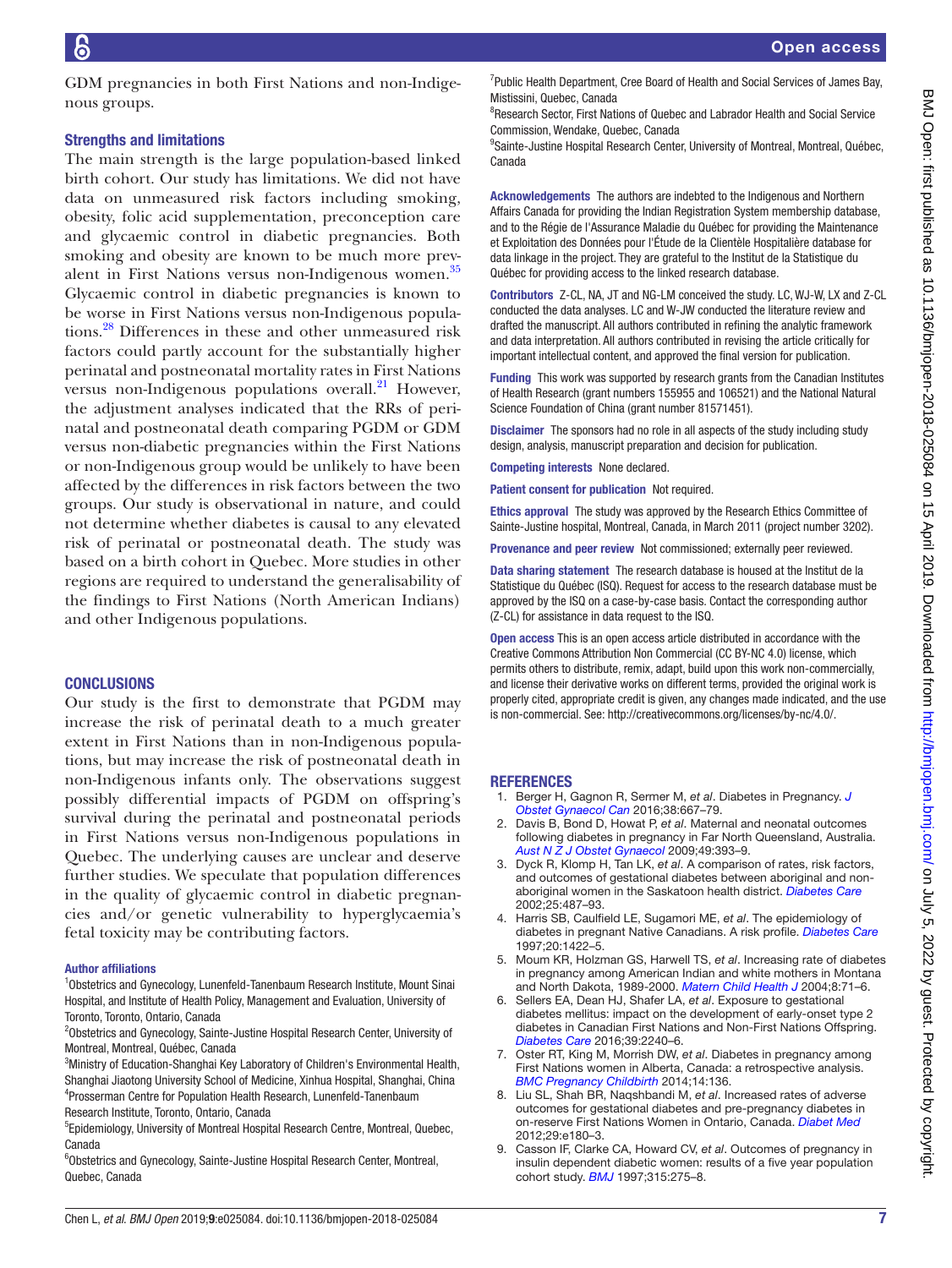GDM pregnancies in both First Nations and non-Indigenous groups.

### Strengths and limitations

The main strength is the large population-based linked birth cohort. Our study has limitations. We did not have data on unmeasured risk factors including smoking, obesity, folic acid supplementation, preconception care and glycaemic control in diabetic pregnancies. Both smoking and obesity are known to be much more prevalent in First Nations versus non-Indigenous women.[35] Glycaemic control in diabetic pregnancies is known to be worse in First Nations versus non-Indigenous populations.[28] Differences in these and other unmeasured risk factors could partly account for the substantially higher perinatal and postneonatal mortality rates in First Nations versus non-Indigenous populations overall.[21] However, the adjustment analyses indicated that the RRs of perinatal and postneonatal death comparing PGDM or GDM versus non-diabetic pregnancies within the First Nations or non-Indigenous group would be unlikely to have been affected by the differences in risk factors between the two groups. Our study is observational in nature, and could not determine whether diabetes is causal to any elevated risk of perinatal or postneonatal death. The study was based on a birth cohort in Quebec. More studies in other regions are required to understand the generalisability of the findings to First Nations (North American Indians) and other Indigenous populations.

## CONCLUSIONS

Our study is the first to demonstrate that PGDM may increase the risk of perinatal death to a much greater extent in First Nations than in non-Indigenous populations, but may increase the risk of postneonatal death in non-Indigenous infants only. The observations suggest possibly differential impacts of PGDM on offspring's survival during the perinatal and postneonatal periods in First Nations versus non-Indigenous populations in Quebec. The underlying causes are unclear and deserve further studies. We speculate that population differences in the quality of glycaemic control in diabetic pregnancies and/or genetic vulnerability to hyperglycaemia's fetal toxicity may be contributing factors.

**Author affiliations**

[1]Obstetrics and Gynecology, Lunenfeld-Tanenbaum Research Institute, Mount Sinai Hospital, and Institute of Health Policy, Management and Evaluation, University of Toronto, Toronto, Ontario, Canada
[2]Obstetrics and Gynecology, Sainte-Justine Hospital Research Center, University of Montreal, Montreal, Québec, Canada
[3]Ministry of Education-Shanghai Key Laboratory of Children's Environmental Health, Shanghai Jiaotong University School of Medicine, Xinhua Hospital, Shanghai, China
[4]Prosserman Centre for Population Health Research, Lunenfeld-Tanenbaum Research Institute, Toronto, Ontario, Canada
[5]Epidemiology, University of Montreal Hospital Research Centre, Montreal, Quebec, Canada
[6]Obstetrics and Gynecology, Sainte-Justine Hospital Research Center, Montreal, Quebec, Canada
[7]Public Health Department, Cree Board of Health and Social Services of James Bay, Mistissini, Quebec, Canada
[8]Research Sector, First Nations of Quebec and Labrador Health and Social Service Commission, Wendake, Quebec, Canada
[9]Sainte-Justine Hospital Research Center, University of Montreal, Montreal, Québec, Canada

**Acknowledgements** The authors are indebted to the Indigenous and Northern Affairs Canada for providing the Indian Registration System membership database, and to the Régie de l'Assurance Maladie du Québec for providing the Maintenance et Exploitation des Données pour l'Étude de la Clientèle Hospitalière database for data linkage in the project. They are grateful to the Institut de la Statistique du Québec for providing access to the linked research database.

**Contributors** Z-CL, NA, JT and NG-LM conceived the study. LC, WJ-W, LX and Z-CL conducted the data analyses. LC and W-JW conducted the literature review and drafted the manuscript. All authors contributed in refining the analytic framework and data interpretation. All authors contributed in revising the article critically for important intellectual content, and approved the final version for publication.

**Funding** This work was supported by research grants from the Canadian Institutes of Health Research (grant numbers 155955 and 106521) and the National Natural Science Foundation of China (grant number 81571451).

**Disclaimer** The sponsors had no role in all aspects of the study including study design, analysis, manuscript preparation and decision for publication.

**Competing interests** None declared.

**Patient consent for publication** Not required.

**Ethics approval** The study was approved by the Research Ethics Committee of Sainte-Justine Hospital, Montreal, Canada, in March 2011 (project number 3202).

**Provenance and peer review** Not commissioned; externally peer reviewed.

**Data sharing statement** The research database is housed at the Institut de la Statistique du Québec (ISQ). Request for access to the research database must be approved by the ISQ on a case-by-case basis. Contact the corresponding author (Z-CL) for assistance in data request to the ISQ.

**Open access** This is an open access article distributed in accordance with the Creative Commons Attribution Non Commercial (CC BY-NC 4.0) license, which permits others to distribute, remix, adapt, build upon this work non-commercially, and license their derivative works on different terms, provided the original work is properly cited, appropriate credit is given, any changes made indicated, and the use is non-commercial. See: http://creativecommons.org/licenses/by-nc/4.0/.

## REFERENCES

1. Berger H, Gagnon R, Sermer M, *et al*. Diabetes in Pregnancy. *J Obstet Gynaecol Can* 2016;38:667–79.
2. Davis B, Bond D, Howat P, *et al*. Maternal and neonatal outcomes following diabetes in pregnancy in Far North Queensland, Australia. *Aust N Z J Obstet Gynaecol* 2009;49:393–9.
3. Dyck R, Klomp H, Tan LK, *et al*. A comparison of rates, risk factors, and outcomes of gestational diabetes between aboriginal and non-aboriginal women in the Saskatoon health district. *Diabetes Care* 2002;25:487–93.
4. Harris SB, Caulfield LE, Sugamori ME, *et al*. The epidemiology of diabetes in pregnant Native Canadians. A risk profile. *Diabetes Care* 1997;20:1422–5.
5. Moum KR, Holzman GS, Harwell TS, *et al*. Increasing rate of diabetes in pregnancy among American Indian and white mothers in Montana and North Dakota, 1989-2000. *Matern Child Health J* 2004;8:71–6.
6. Sellers EA, Dean HJ, Shafer LA, *et al*. Exposure to gestational diabetes mellitus: impact on the development of early-onset type 2 diabetes in Canadian First Nations and Non-First Nations Offspring. *Diabetes Care* 2016;39:2240–6.
7. Oster RT, King M, Morrish DW, *et al*. Diabetes in pregnancy among First Nations women in Alberta, Canada: a retrospective analysis. *BMC Pregnancy Childbirth* 2014;14:136.
8. Liu SL, Shah BR, Naqshbandi M, *et al*. Increased rates of adverse outcomes for gestational diabetes and pre-pregnancy diabetes in on-reserve First Nations Women in Ontario, Canada. *Diabet Med* 2012;29:e180–3.
9. Casson IF, Clarke CA, Howard CV, *et al*. Outcomes of pregnancy in insulin dependent diabetic women: results of a five year population cohort study. *BMJ* 1997;315:275–8.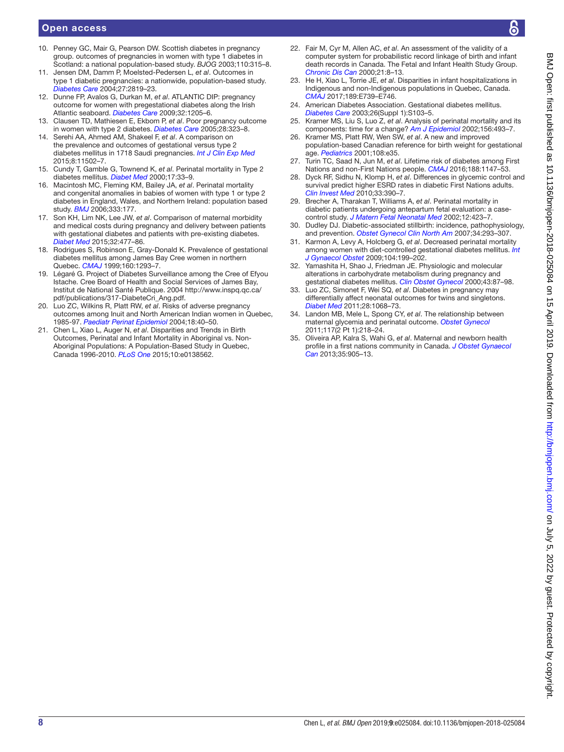10. Penney GC, Mair G, Pearson DW. Scottish diabetes in pregnancy group. outcomes of pregnancies in women with type 1 diabetes in Scotland: a national population-based study. *BJOG* 2003;110:315–8.
11. Jensen DM, Damm P, Moelsted-Pedersen L, *et al*. Outcomes in type 1 diabetic pregnancies: a nationwide, population-based study. *Diabetes Care* 2004;27:2819–23.
12. Dunne FP, Avalos G, Durkan M, *et al*. ATLANTIC DIP: pregnancy outcome for women with pregestational diabetes along the Irish Atlantic seaboard. *Diabetes Care* 2009;32:1205–6.
13. Clausen TD, Mathiesen E, Ekbom P, *et al*. Poor pregnancy outcome in women with type 2 diabetes. *Diabetes Care* 2005;28:323–8.
14. Serehi AA, Ahmed AM, Shakeel F, *et al*. A comparison on the prevalence and outcomes of gestational versus type 2 diabetes mellitus in 1718 Saudi pregnancies. *Int J Clin Exp Med* 2015;8:11502–7.
15. Cundy T, Gamble G, Townend K, *et al*. Perinatal mortality in Type 2 diabetes mellitus. *Diabet Med* 2000;17:33–9.
16. Macintosh MC, Fleming KM, Bailey JA, *et al*. Perinatal mortality and congenital anomalies in babies of women with type 1 or type 2 diabetes in England, Wales, and Northern Ireland: population based study. *BMJ* 2006;333:177.
17. Son KH, Lim NK, Lee JW, *et al*. Comparison of maternal morbidity and medical costs during pregnancy and delivery between patients with gestational diabetes and patients with pre-existing diabetes. *Diabet Med* 2015;32:477–86.
18. Rodrigues S, Robinson E, Gray-Donald K. Prevalence of gestational diabetes mellitus among James Bay Cree women in northern Quebec. *CMAJ* 1999;160:1293–7.
19. Légaré G. Project of Diabetes Surveillance among the Cree of Efyou Istache. Cree Board of Health and Social Services of James Bay, Institut de National Santé Publique. 2004 http://www.inspq.qc.ca/pdf/publications/317-DiabeteCri_Ang.pdf.
20. Luo ZC, Wilkins R, Platt RW, *et al*. Risks of adverse pregnancy outcomes among Inuit and North American Indian women in Quebec, 1985-97. *Paediatr Perinat Epidemiol* 2004;18:40–50.
21. Chen L, Xiao L, Auger N, *et al*. Disparities and Trends in Birth Outcomes, Perinatal and Infant Mortality in Aboriginal vs. Non-Aboriginal Populations: A Population-Based Study in Quebec, Canada 1996-2010. *PLoS One* 2015;10:e0138562.
22. Fair M, Cyr M, Allen AC, *et al*. An assessment of the validity of a computer system for probabilistic record linkage of birth and infant death records in Canada. The Fetal and Infant Health Study Group. *Chronic Dis Can* 2000;21:8–13.
23. He H, Xiao L, Torrie JE, *et al*. Disparities in infant hospitalizations in Indigenous and non-Indigenous populations in Quebec, Canada. *CMAJ* 2017;189:E739–E746.
24. American Diabetes Association. Gestational diabetes mellitus. *Diabetes Care* 2003;26(Suppl 1):S103–5.
25. Kramer MS, Liu S, Luo Z, *et al*. Analysis of perinatal mortality and its components: time for a change? *Am J Epidemiol* 2002;156:493–7.
26. Kramer MS, Platt RW, Wen SW, *et al*. A new and improved population-based Canadian reference for birth weight for gestational age. *Pediatrics* 2001;108:e35.
27. Turin TC, Saad N, Jun M, *et al*. Lifetime risk of diabetes among First Nations and non-First Nations people. *CMAJ* 2016;188:1147–53.
28. Dyck RF, Sidhu N, Klomp H, *et al*. Differences in glycemic control and survival predict higher ESRD rates in diabetic First Nations adults. *Clin Invest Med* 2010;33:390–7.
29. Brecher A, Tharakan T, Williams A, *et al*. Perinatal mortality in diabetic patients undergoing antepartum fetal evaluation: a case-control study. *J Matern Fetal Neonatal Med* 2002;12:423–7.
30. Dudley DJ. Diabetic-associated stillbirth: incidence, pathophysiology, and prevention. *Obstet Gynecol Clin North Am* 2007;34:293–307.
31. Karmon A, Levy A, Holcberg G, *et al*. Decreased perinatal mortality among women with diet-controlled gestational diabetes mellitus. *Int J Gynaecol Obstet* 2009;104:199–202.
32. Yamashita H, Shao J, Friedman JE. Physiologic and molecular alterations in carbohydrate metabolism during pregnancy and gestational diabetes mellitus. *Clin Obstet Gynecol* 2000;43:87–98.
33. Luo ZC, Simonet F, Wei SQ, *et al*. Diabetes in pregnancy may differentially affect neonatal outcomes for twins and singletons. *Diabet Med* 2011;28:1068–73.
34. Landon MB, Mele L, Spong CY, *et al*. The relationship between maternal glycemia and perinatal outcome. *Obstet Gynecol* 2011;117(2 Pt 1):218–24.
35. Oliveira AP, Kalra S, Wahi G, *et al*. Maternal and newborn health profile in a first nations community in Canada. *J Obstet Gynaecol Can* 2013;35:905–13.